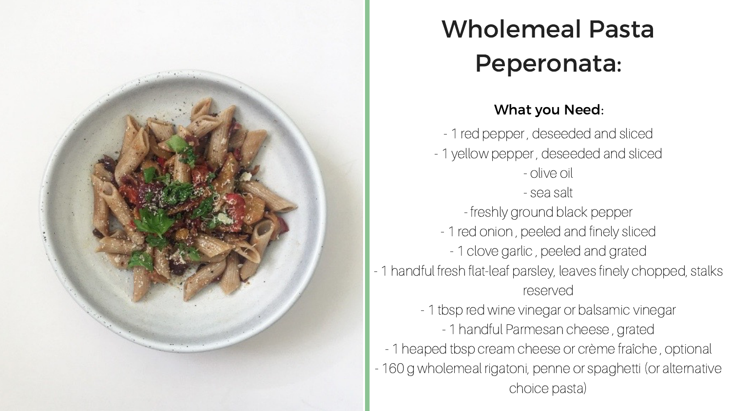# Wholemeal Pasta Peperonata:

## What you Need:

- 1 red pepper , deseeded and sliced
- 1 yellow pepper , deseeded and sliced
- olive oil
- sea salt
- freshly ground black pepper
- 1 red onion , peeled and finely sliced
- 1 clove garlic , peeled and grated
- 1 handful fresh flat-leaf parsley, leaves finely chopped, stalks reserved
- 1 tbsp red wine vinegar or balsamic vinegar
- 1 handful Parmesan cheese , grated
- 1 heaped tbsp cream cheese or crème fraîche , optional
- 160 g wholemeal rigatoni, penne or spaghetti (or alternative choice pasta)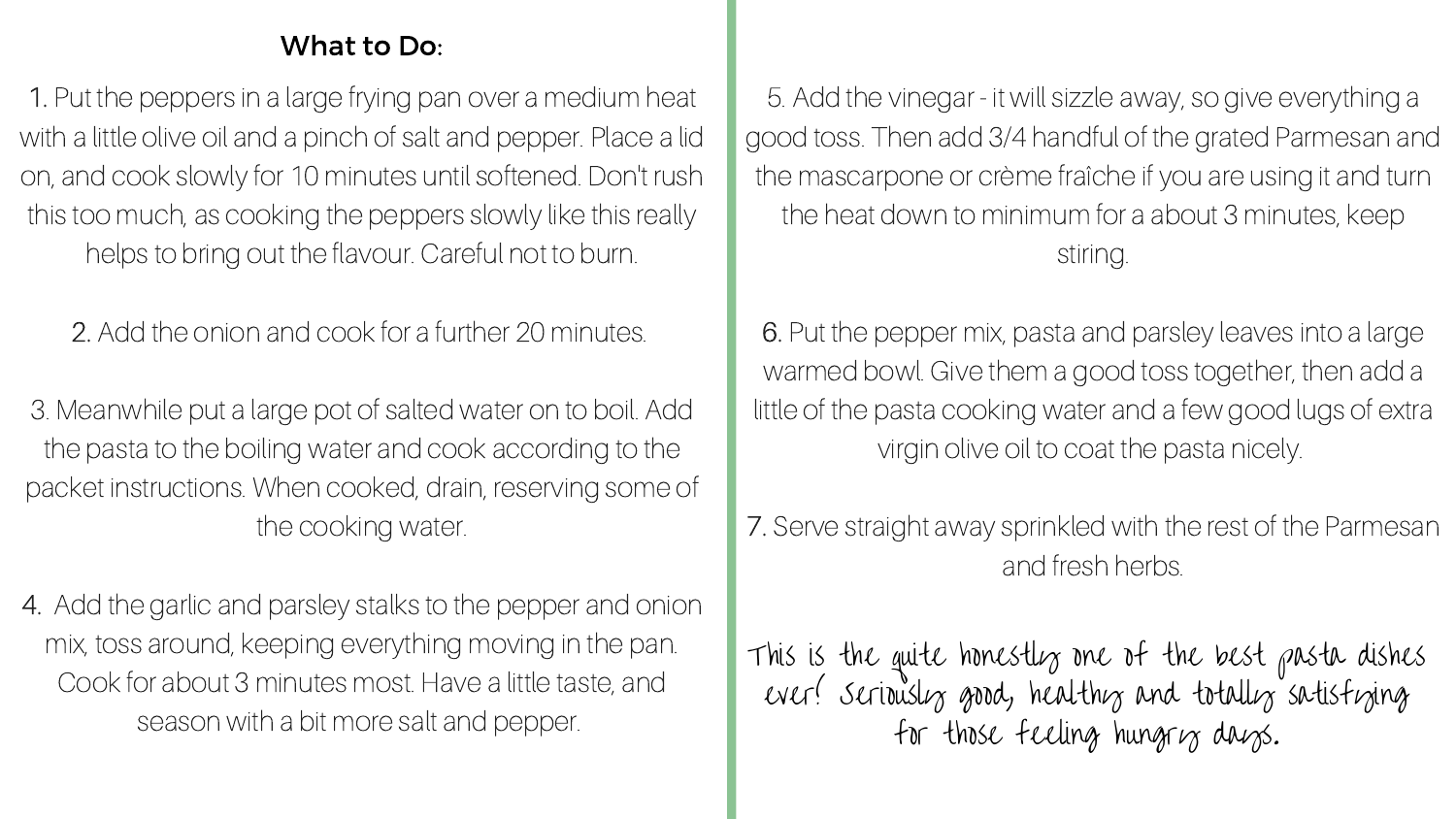## What to Do:

1. Put the peppers in a large frying pan over a medium heat with a little olive oil and a pinch of salt and pepper. Place a lid on, and cook slowly for 10 minutes until softened. Don't rush this too much, as cooking the peppers slowly like this really helps to bring out the flavour. Careful not to burn.

2. Add the onion and cook for a further 20 minutes.

3. Meanwhile put a large pot of salted water on to boil. Add the pasta to the boiling water and cook according to the packet instructions. When cooked, drain, reserving some of the cooking water.

4. Add the garlic and parsley stalks to the pepper and onion mix, toss around, keeping everything moving in the pan. Cook for about 3 minutes most. Have a little taste, and season with a bit more salt and pepper.

5. Add the vinegar - it will sizzle away, so give everything a good toss. Then add 3/4 handful of the grated Parmesan and the mascarpone or crème fraîche if you are using it and turn the heat down to minimum for a about 3 minutes, keep stiring.

6. Put the pepper mix, pasta and parsley leaves into a large warmed bowl. Give them a good toss together, then add a little of the pasta cooking water and a few good lugs of extra virgin olive oil to coat the pasta nicely.

7. Serve straight away sprinkled with the rest of the Parmesan and fresh herbs.

*This is the quite honestly one of the best pasta dishes ever! Seriously good, healthy and totally satisfying for those feeling hungry days.*